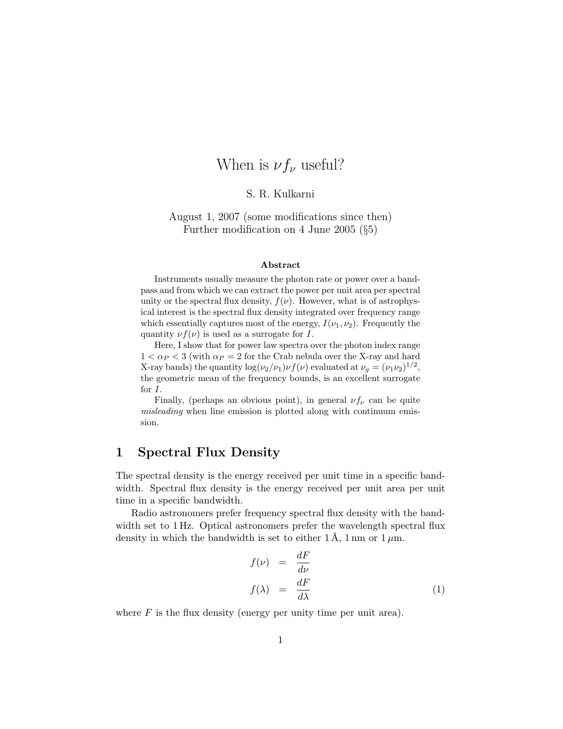# When is $\nu f_\nu$ useful?

S. R. Kulkarni

August 1, 2007 (some modifications since then)
Further modification on 4 June 2005 (§5)

**Abstract**

Instruments usually measure the photon rate or power over a bandpass and from which we can extract the power per unit area per spectral unity or the spectral flux density, $f(\nu)$. However, what is of astrophysical interest is the spectral flux density integrated over frequency range which essentially captures most of the energy, $I(\nu_1, \nu_2)$. Frequently the quantity $\nu f(\nu)$ is used as a surrogate for $I$.

Here, I show that for power law spectra over the photon index range $1 < \alpha_P < 3$ (with $\alpha_P = 2$ for the Crab nebula over the X-ray and hard X-ray bands) the quantity $\log(\nu_2/\nu_1)\nu f(\nu)$ evaluated at $\nu_g = (\nu_1\nu_2)^{1/2}$, the geometric mean of the frequency bounds, is an excellent surrogate for $I$.

Finally, (perhaps an obvious point), in general $\nu f_\nu$ can be quite *misleading* when line emission is plotted along with continuum emission.

## 1 Spectral Flux Density

The spectral density is the energy received per unit time in a specific bandwidth. Spectral flux density is the energy received per unit area per unit time in a specific bandwidth.

Radio astronomers prefer frequency spectral flux density with the bandwidth set to 1 Hz. Optical astronomers prefer the wavelength spectral flux density in which the bandwidth is set to either 1 Å, 1 nm or 1 $\mu$m.

$$
\begin{aligned}
f(\nu) &= \frac{dF}{d\nu} \\
f(\lambda) &= \frac{dF}{d\lambda}
\end{aligned}
\tag{1}
$$

where $F$ is the flux density (energy per unity time per unit area).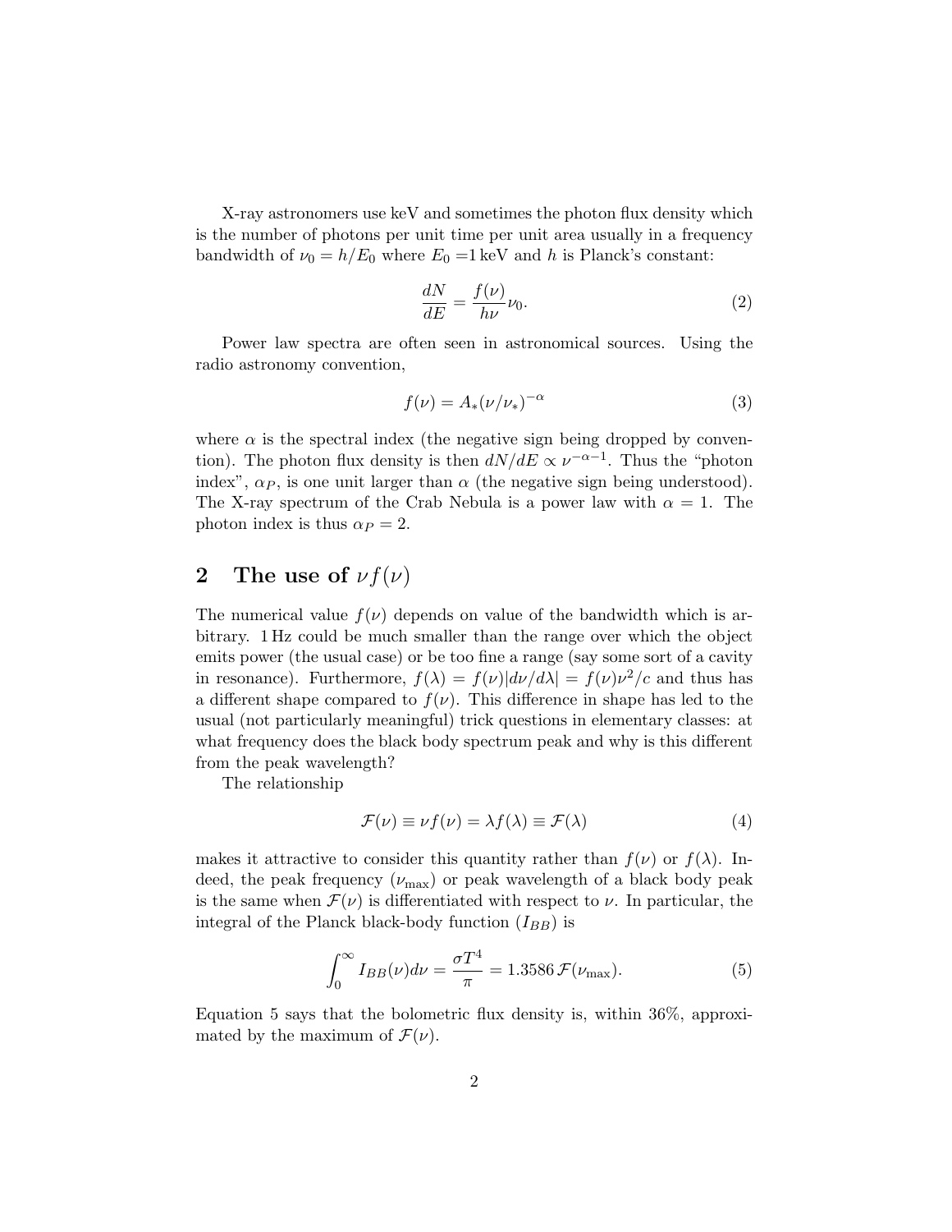X-ray astronomers use keV and sometimes the photon flux density which is the number of photons per unit time per unit area usually in a frequency bandwidth of $\nu_0 = h/E_0$ where $E_0$ =1 keV and $h$ is Planck's constant:

$$\frac{dN}{dE} = \frac{f(\nu)}{h\nu}\nu_0. \tag{2}$$

Power law spectra are often seen in astronomical sources. Using the radio astronomy convention,

$$f(\nu) = A_*(\nu/\nu_*)^{-\alpha} \tag{3}$$

where $\alpha$ is the spectral index (the negative sign being dropped by convention). The photon flux density is then $dN/dE \propto \nu^{-\alpha-1}$. Thus the "photon index", $\alpha_P$, is one unit larger than $\alpha$ (the negative sign being understood). The X-ray spectrum of the Crab Nebula is a power law with $\alpha = 1$. The photon index is thus $\alpha_P = 2$.

## 2 The use of $\nu f(\nu)$

The numerical value $f(\nu)$ depends on value of the bandwidth which is arbitrary. 1 Hz could be much smaller than the range over which the object emits power (the usual case) or be too fine a range (say some sort of a cavity in resonance). Furthermore, $f(\lambda) = f(\nu)|d\nu/d\lambda| = f(\nu)\nu^2/c$ and thus has a different shape compared to $f(\nu)$. This difference in shape has led to the usual (not particularly meaningful) trick questions in elementary classes: at what frequency does the black body spectrum peak and why is this different from the peak wavelength?

The relationship

$$\mathcal{F}(\nu) \equiv \nu f(\nu) = \lambda f(\lambda) \equiv \mathcal{F}(\lambda) \tag{4}$$

makes it attractive to consider this quantity rather than $f(\nu)$ or $f(\lambda)$. Indeed, the peak frequency ($\nu_{\max}$) or peak wavelength of a black body peak is the same when $\mathcal{F}(\nu)$ is differentiated with respect to $\nu$. In particular, the integral of the Planck black-body function ($I_{BB}$) is

$$\int_0^\infty I_{BB}(\nu)d\nu = \frac{\sigma T^4}{\pi} = 1.3586\,\mathcal{F}(\nu_{\max}). \tag{5}$$

Equation 5 says that the bolometric flux density is, within 36%, approximated by the maximum of $\mathcal{F}(\nu)$.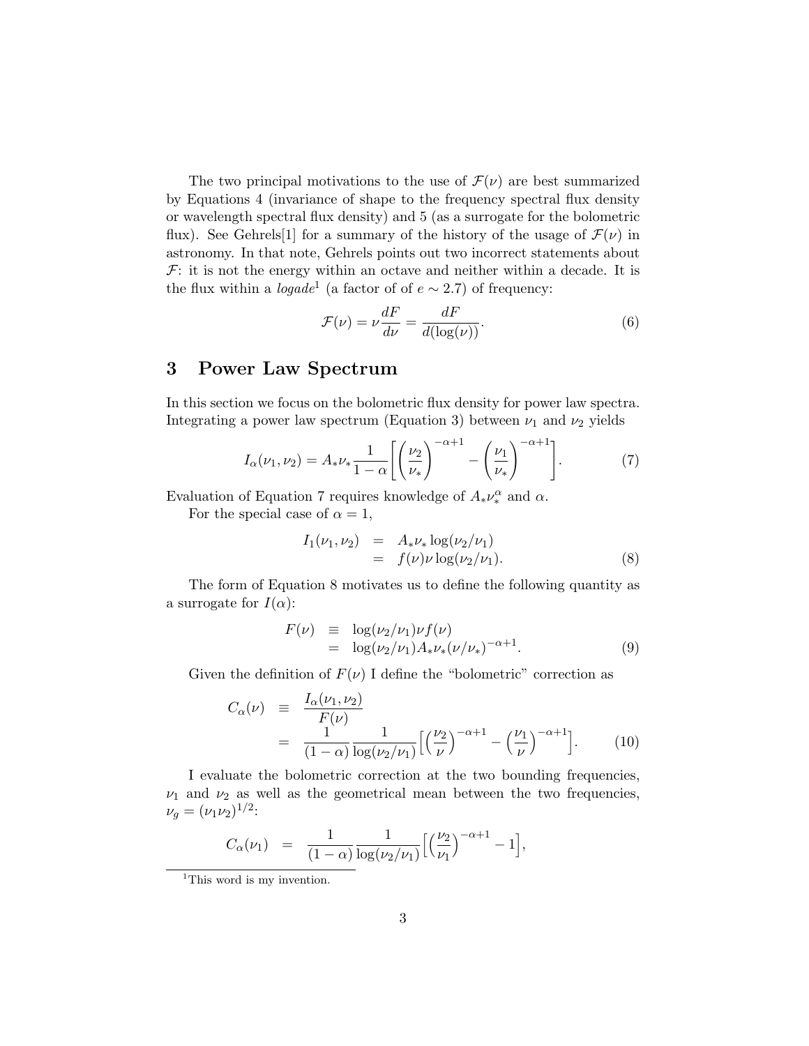The two principal motivations to the use of $\mathcal{F}(\nu)$ are best summarized by Equations 4 (invariance of shape to the frequency spectral flux density or wavelength spectral flux density) and 5 (as a surrogate for the bolometric flux). See Gehrels[1] for a summary of the history of the usage of $\mathcal{F}(\nu)$ in astronomy. In that note, Gehrels points out two incorrect statements about $\mathcal{F}$: it is not the energy within an octave and neither within a decade. It is the flux within a *logade*[1] (a factor of of $e \sim 2.7$) of frequency:

$$\mathcal{F}(\nu) = \nu \frac{dF}{d\nu} = \frac{dF}{d(\log(\nu))}. \tag{6}$$

## 3 Power Law Spectrum

In this section we focus on the bolometric flux density for power law spectra. Integrating a power law spectrum (Equation 3) between $\nu_1$ and $\nu_2$ yields

$$I_\alpha(\nu_1, \nu_2) = A_* \nu_* \frac{1}{1-\alpha} \left[ \left( \frac{\nu_2}{\nu_*} \right)^{-\alpha+1} - \left( \frac{\nu_1}{\nu_*} \right)^{-\alpha+1} \right]. \tag{7}$$

Evaluation of Equation 7 requires knowledge of $A_* \nu_*^\alpha$ and $\alpha$.

For the special case of $\alpha = 1$,

$$\begin{aligned} I_1(\nu_1, \nu_2) &= A_* \nu_* \log(\nu_2/\nu_1) \\ &= f(\nu) \nu \log(\nu_2/\nu_1). \end{aligned} \tag{8}$$

The form of Equation 8 motivates us to define the following quantity as a surrogate for $I(\alpha)$:

$$\begin{aligned} F(\nu) &\equiv \log(\nu_2/\nu_1) \nu f(\nu) \\ &= \log(\nu_2/\nu_1) A_* \nu_* (\nu/\nu_*)^{-\alpha+1}. \end{aligned} \tag{9}$$

Given the definition of $F(\nu)$ I define the "bolometric" correction as

$$\begin{aligned} C_\alpha(\nu) &\equiv \frac{I_\alpha(\nu_1, \nu_2)}{F(\nu)} \\ &= \frac{1}{(1-\alpha)} \frac{1}{\log(\nu_2/\nu_1)} \Big[ \Big( \frac{\nu_2}{\nu} \Big)^{-\alpha+1} - \Big( \frac{\nu_1}{\nu} \Big)^{-\alpha+1} \Big]. \end{aligned} \tag{10}$$

I evaluate the bolometric correction at the two bounding frequencies, $\nu_1$ and $\nu_2$ as well as the geometrical mean between the two frequencies, $\nu_g = (\nu_1 \nu_2)^{1/2}$:

$$C_\alpha(\nu_1) = \frac{1}{(1-\alpha)} \frac{1}{\log(\nu_2/\nu_1)} \Big[ \Big( \frac{\nu_2}{\nu_1} \Big)^{-\alpha+1} - 1 \Big],$$

[1] This word is my invention.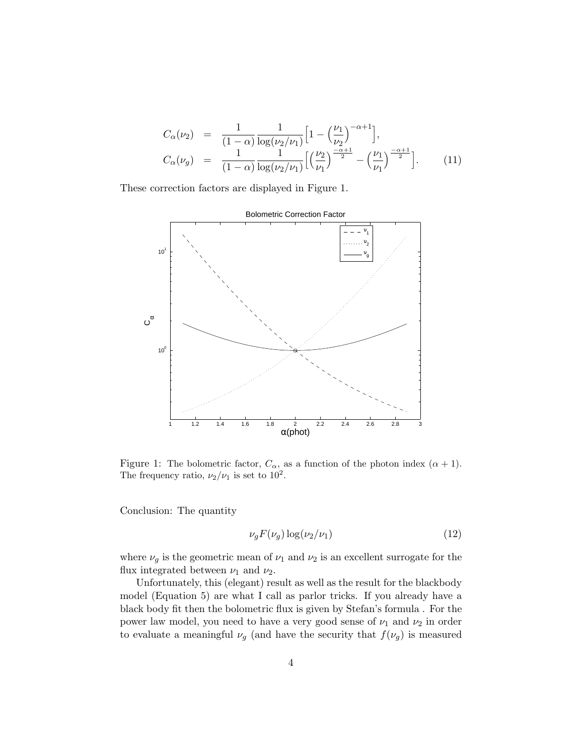$$
\begin{aligned}
C_\alpha(\nu_2) &= \frac{1}{(1-\alpha)} \frac{1}{\log(\nu_2/\nu_1)} \Big[ 1 - \Big(\frac{\nu_1}{\nu_2}\Big)^{-\alpha+1} \Big], \\
C_\alpha(\nu_g) &= \frac{1}{(1-\alpha)} \frac{1}{\log(\nu_2/\nu_1)} \Big[ \Big(\frac{\nu_2}{\nu_1}\Big)^{\frac{-\alpha+1}{2}} - \Big(\frac{\nu_1}{\nu_1}\Big)^{\frac{-\alpha+1}{2}} \Big].
\end{aligned} \tag{11}
$$

These correction factors are displayed in Figure 1.

Figure 1: The bolometric factor, $C_\alpha$, as a function of the photon index $(\alpha + 1)$. The frequency ratio, $\nu_2/\nu_1$ is set to $10^2$.

Conclusion: The quantity

$$
\nu_g F(\nu_g) \log(\nu_2/\nu_1) \tag{12}
$$

where $\nu_g$ is the geometric mean of $\nu_1$ and $\nu_2$ is an excellent surrogate for the flux integrated between $\nu_1$ and $\nu_2$.

Unfortunately, this (elegant) result as well as the result for the blackbody model (Equation 5) are what I call as parlor tricks. If you already have a black body fit then the bolometric flux is given by Stefan's formula . For the power law model, you need to have a very good sense of $\nu_1$ and $\nu_2$ in order to evaluate a meaningful $\nu_g$ (and have the security that $f(\nu_g)$ is measured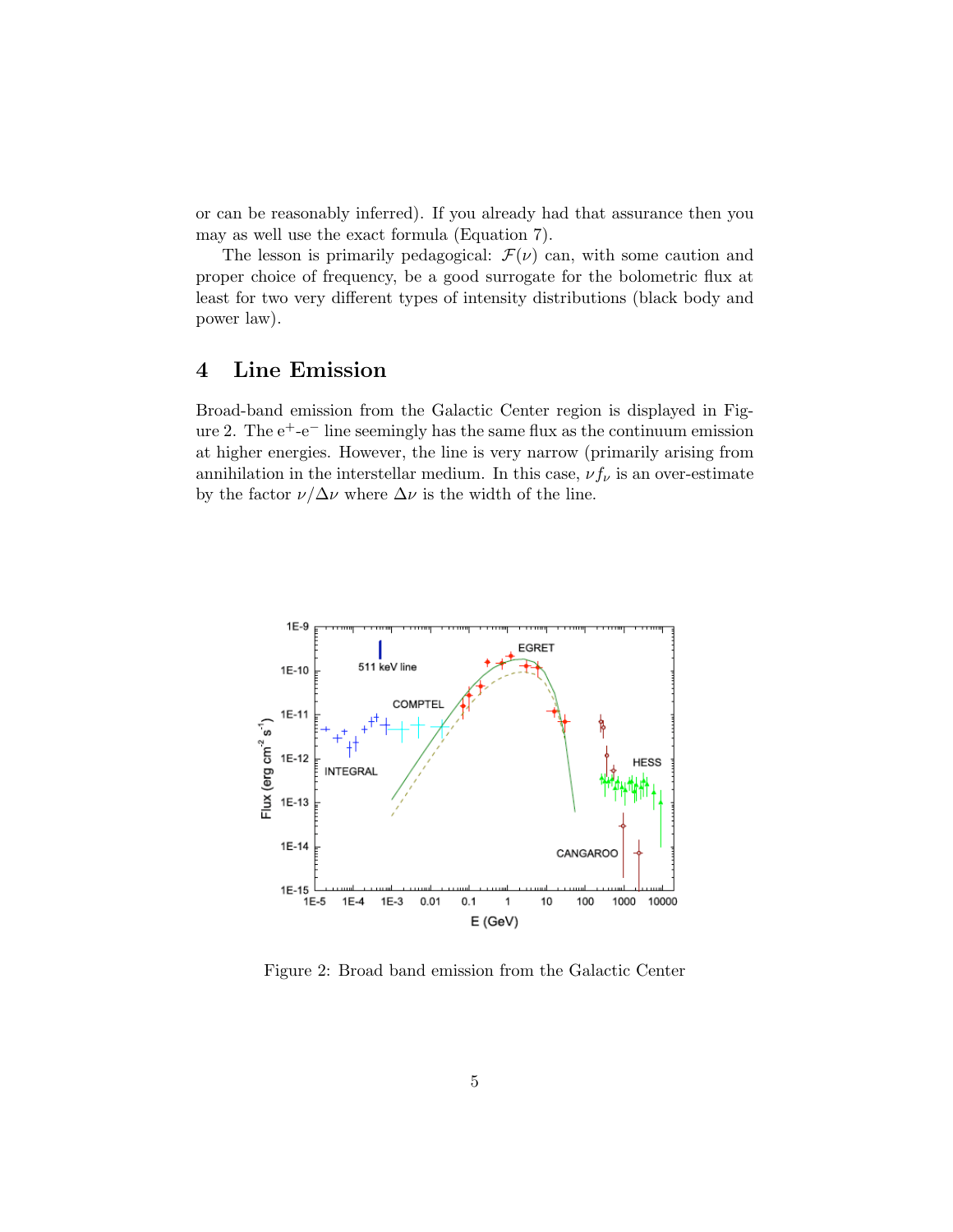or can be reasonably inferred). If you already had that assurance then you may as well use the exact formula (Equation 7).

The lesson is primarily pedagogical: $\mathcal{F}(\nu)$ can, with some caution and proper choice of frequency, be a good surrogate for the bolometric flux at least for two very different types of intensity distributions (black body and power law).

## 4 Line Emission

Broad-band emission from the Galactic Center region is displayed in Figure 2. The $e^{+}$-$e^{-}$ line seemingly has the same flux as the continuum emission at higher energies. However, the line is very narrow (primarily arising from annihilation in the interstellar medium. In this case, $\nu f_\nu$ is an over-estimate by the factor $\nu/\Delta\nu$ where $\Delta\nu$ is the width of the line.

Figure 2: Broad band emission from the Galactic Center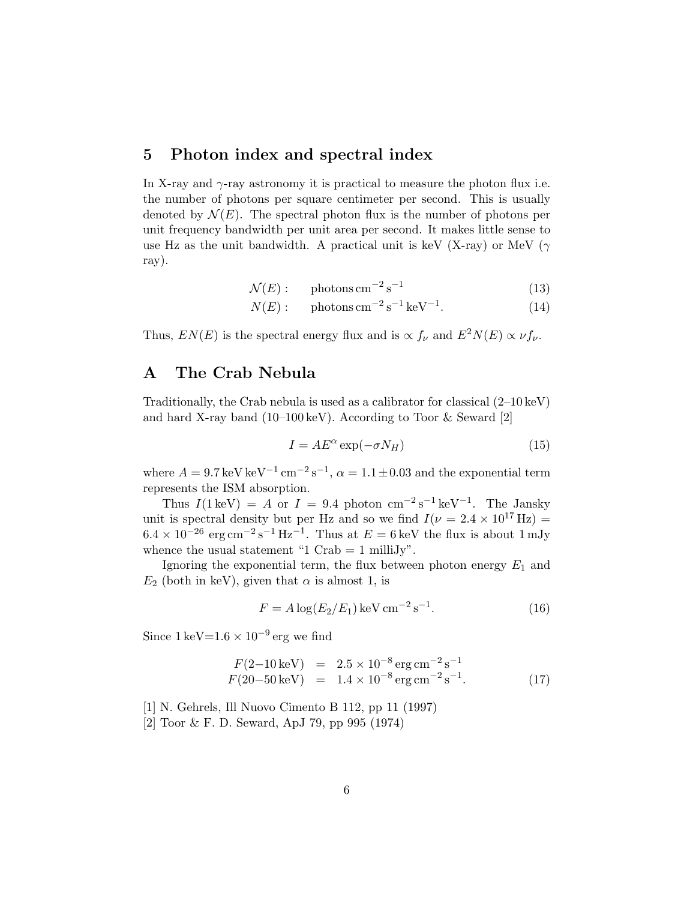## 5 Photon index and spectral index

In X-ray and $\gamma$-ray astronomy it is practical to measure the photon flux i.e. the number of photons per square centimeter per second. This is usually denoted by $\mathcal{N}(E)$. The spectral photon flux is the number of photons per unit frequency bandwidth per unit area per second. It makes little sense to use Hz as the unit bandwidth. A practical unit is keV (X-ray) or MeV ($\gamma$ ray).

$$\mathcal{N}(E): \qquad \text{photons}\,\text{cm}^{-2}\,\text{s}^{-1} \tag{13}$$

$$N(E): \qquad \text{photons}\,\text{cm}^{-2}\,\text{s}^{-1}\,\text{keV}^{-1}. \tag{14}$$

Thus, $EN(E)$ is the spectral energy flux and is $\propto f_\nu$ and $E^2N(E) \propto \nu f_\nu$.

## A The Crab Nebula

Traditionally, the Crab nebula is used as a calibrator for classical (2–10 keV) and hard X-ray band (10–100 keV). According to Toor & Seward [2]

$$I = AE^{\alpha}\exp(-\sigma N_H) \tag{15}$$

where $A = 9.7\,\text{keV}\,\text{keV}^{-1}\,\text{cm}^{-2}\,\text{s}^{-1}$, $\alpha = 1.1 \pm 0.03$ and the exponential term represents the ISM absorption.

Thus $I(1\,\text{keV}) = A$ or $I = 9.4$ photon $\text{cm}^{-2}\,\text{s}^{-1}\,\text{keV}^{-1}$. The Jansky unit is spectral density but per Hz and so we find $I(\nu = 2.4 \times 10^{17}\,\text{Hz}) = 6.4 \times 10^{-26}$ $\text{erg}\,\text{cm}^{-2}\,\text{s}^{-1}\,\text{Hz}^{-1}$. Thus at $E = 6\,\text{keV}$ the flux is about 1 mJy whence the usual statement "1 Crab = 1 milliJy".

Ignoring the exponential term, the flux between photon energy $E_1$ and $E_2$ (both in keV), given that $\alpha$ is almost 1, is

$$F = A\log(E_2/E_1)\,\text{keV}\,\text{cm}^{-2}\,\text{s}^{-1}. \tag{16}$$

Since $1\,\text{keV}=1.6 \times 10^{-9}\,\text{erg}$ we find

$$\begin{aligned} F(2{-}10\,\text{keV}) &= 2.5 \times 10^{-8}\,\text{erg}\,\text{cm}^{-2}\,\text{s}^{-1} \\ F(20{-}50\,\text{keV}) &= 1.4 \times 10^{-8}\,\text{erg}\,\text{cm}^{-2}\,\text{s}^{-1}. \end{aligned} \tag{17}$$

[1] N. Gehrels, Ill Nuovo Cimento B 112, pp 11 (1997)

[2] Toor & F. D. Seward, ApJ 79, pp 995 (1974)